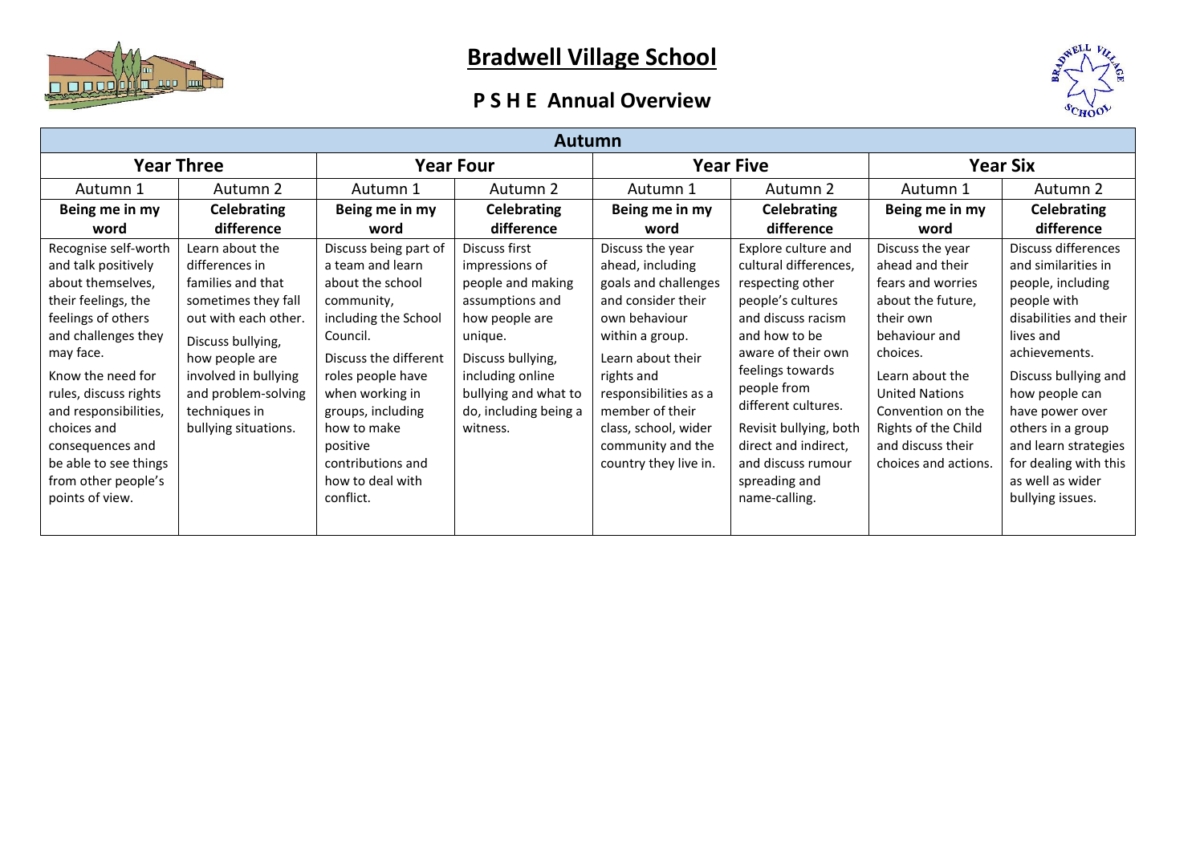# Bradwell Village School

## P S H E Annual Overview

| Autumn | | | | | | | |
|---|---|---|---|---|---|---|---|
| **Year Three** | | **Year Four** | | **Year Five** | | **Year Six** | |
| Autumn 1 | Autumn 2 | Autumn 1 | Autumn 2 | Autumn 1 | Autumn 2 | Autumn 1 | Autumn 2 |
| **Being me in my word** | **Celebrating difference** | **Being me in my word** | **Celebrating difference** | **Being me in my word** | **Celebrating difference** | **Being me in my word** | **Celebrating difference** |
| Recognise self-worth and talk positively about themselves, their feelings, the feelings of others and challenges they may face.<br><br>Know the need for rules, discuss rights and responsibilities, choices and consequences and be able to see things from other people's points of view. | Learn about the differences in families and that sometimes they fall out with each other.<br><br>Discuss bullying, how people are involved in bullying and problem-solving techniques in bullying situations. | Discuss being part of a team and learn about the school community, including the School Council.<br><br>Discuss the different roles people have when working in groups, including how to make positive contributions and how to deal with conflict. | Discuss first impressions of people and making assumptions and how people are unique.<br><br>Discuss bullying, including online bullying and what to do, including being a witness. | Discuss the year ahead, including goals and challenges and consider their own behaviour within a group.<br><br>Learn about their rights and responsibilities as a member of their class, school, wider community and the country they live in. | Explore culture and cultural differences, respecting other people's cultures and discuss racism and how to be aware of their own feelings towards people from different cultures.<br><br>Revisit bullying, both direct and indirect, and discuss rumour spreading and name-calling. | Discuss the year ahead and their fears and worries about the future, their own behaviour and choices.<br><br>Learn about the United Nations Convention on the Rights of the Child and discuss their choices and actions. | Discuss differences and similarities in people, including people with disabilities and their lives and achievements.<br><br>Discuss bullying and how people can have power over others in a group and learn strategies for dealing with this as well as wider bullying issues. |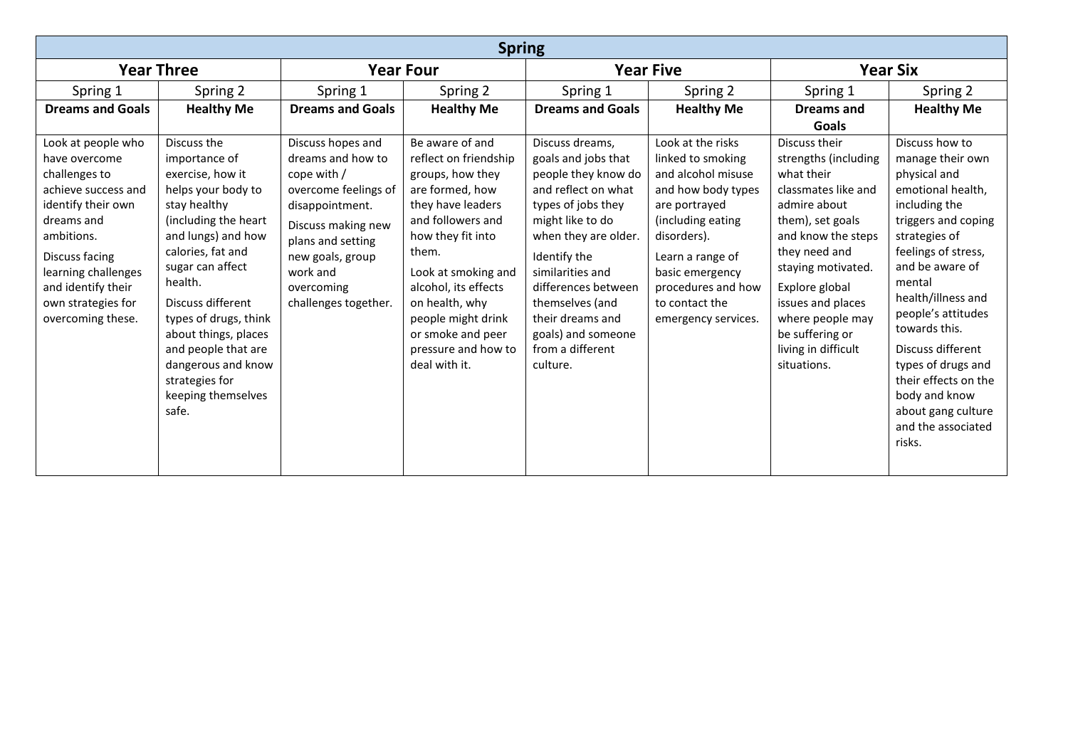| Spring | | | | | | | |
|---|---|---|---|---|---|---|---|
| **Year Three** | | **Year Four** | | **Year Five** | | **Year Six** | |
| Spring 1 | Spring 2 | Spring 1 | Spring 2 | Spring 1 | Spring 2 | Spring 1 | Spring 2 |
| **Dreams and Goals** | **Healthy Me** | **Dreams and Goals** | **Healthy Me** | **Dreams and Goals** | **Healthy Me** | **Dreams and Goals** | **Healthy Me** |
| Look at people who have overcome challenges to achieve success and identify their own dreams and ambitions.<br>Discuss facing learning challenges and identify their own strategies for overcoming these. | Discuss the importance of exercise, how it helps your body to stay healthy (including the heart and lungs) and how calories, fat and sugar can affect health.<br>Discuss different types of drugs, think about things, places and people that are dangerous and know strategies for keeping themselves safe. | Discuss hopes and dreams and how to cope with / overcome feelings of disappointment.<br>Discuss making new plans and setting new goals, group work and overcoming challenges together. | Be aware of and reflect on friendship groups, how they are formed, how they have leaders and followers and how they fit into them.<br>Look at smoking and alcohol, its effects on health, why people might drink or smoke and peer pressure and how to deal with it. | Discuss dreams, goals and jobs that people they know do and reflect on what types of jobs they might like to do when they are older.<br>Identify the similarities and differences between themselves (and their dreams and goals) and someone from a different culture. | Look at the risks linked to smoking and alcohol misuse and how body types are portrayed (including eating disorders).<br>Learn a range of basic emergency procedures and how to contact the emergency services. | Discuss their strengths (including what their classmates like and admire about them), set goals and know the steps they need and staying motivated.<br>Explore global issues and places where people may be suffering or living in difficult situations. | Discuss how to manage their own physical and emotional health, including the triggers and coping strategies of feelings of stress, and be aware of mental health/illness and people's attitudes towards this.<br>Discuss different types of drugs and their effects on the body and know about gang culture and the associated risks. |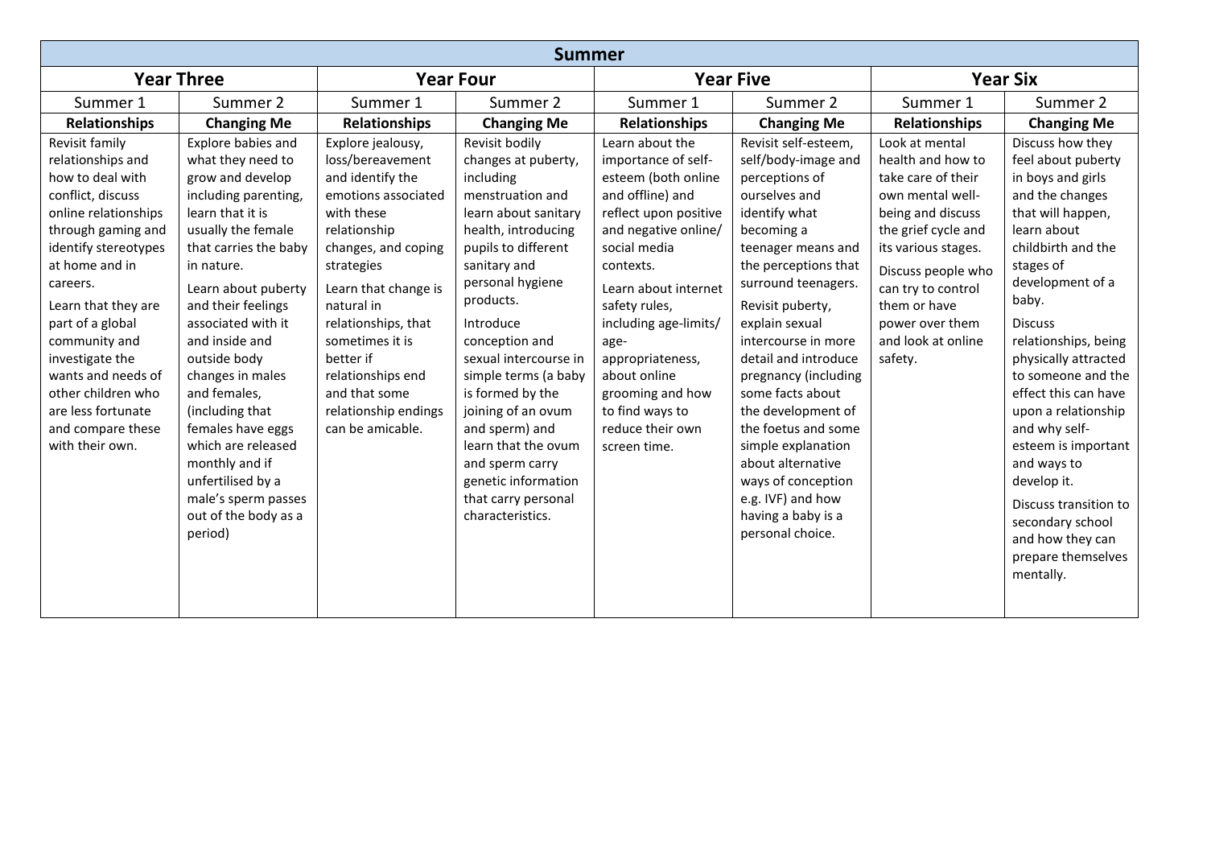| Summer | | | | | | | |
|---|---|---|---|---|---|---|---|
| **Year Three** | | **Year Four** | | **Year Five** | | **Year Six** | |
| Summer 1 | Summer 2 | Summer 1 | Summer 2 | Summer 1 | Summer 2 | Summer 1 | Summer 2 |
| **Relationships** | **Changing Me** | **Relationships** | **Changing Me** | **Relationships** | **Changing Me** | **Relationships** | **Changing Me** |
| Revisit family relationships and how to deal with conflict, discuss online relationships through gaming and identify stereotypes at home and in careers.<br><br>Learn that they are part of a global community and investigate the wants and needs of other children who are less fortunate and compare these with their own. | Explore babies and what they need to grow and develop including parenting, learn that it is usually the female that carries the baby in nature.<br><br>Learn about puberty and their feelings associated with it and inside and outside body changes in males and females, (including that females have eggs which are released monthly and if unfertilised by a male's sperm passes out of the body as a period) | Explore jealousy, loss/bereavement and identify the emotions associated with these relationship changes, and coping strategies<br><br>Learn that change is natural in relationships, that sometimes it is better if relationships end and that some relationship endings can be amicable. | Revisit bodily changes at puberty, including menstruation and learn about sanitary health, introducing pupils to different sanitary and personal hygiene products.<br><br>Introduce conception and sexual intercourse in simple terms (a baby is formed by the joining of an ovum and sperm) and learn that the ovum and sperm carry genetic information that carry personal characteristics. | Learn about the importance of self-esteem (both online and offline) and reflect upon positive and negative online/ social media contexts.<br><br>Learn about internet safety rules, including age-limits/ age-appropriateness, about online grooming and how to find ways to reduce their own screen time. | Revisit self-esteem, self/body-image and perceptions of ourselves and identify what becoming a teenager means and the perceptions that surround teenagers.<br><br>Revisit puberty, explain sexual intercourse in more detail and introduce pregnancy (including some facts about the development of the foetus and some simple explanation about alternative ways of conception e.g. IVF) and how having a baby is a personal choice. | Look at mental health and how to take care of their own mental well-being and discuss the grief cycle and its various stages.<br><br>Discuss people who can try to control them or have power over them and look at online safety. | Discuss how they feel about puberty in boys and girls and the changes that will happen, learn about childbirth and the stages of development of a baby.<br><br>Discuss relationships, being physically attracted to someone and the effect this can have upon a relationship and why self-esteem is important and ways to develop it.<br><br>Discuss transition to secondary school and how they can prepare themselves mentally. |